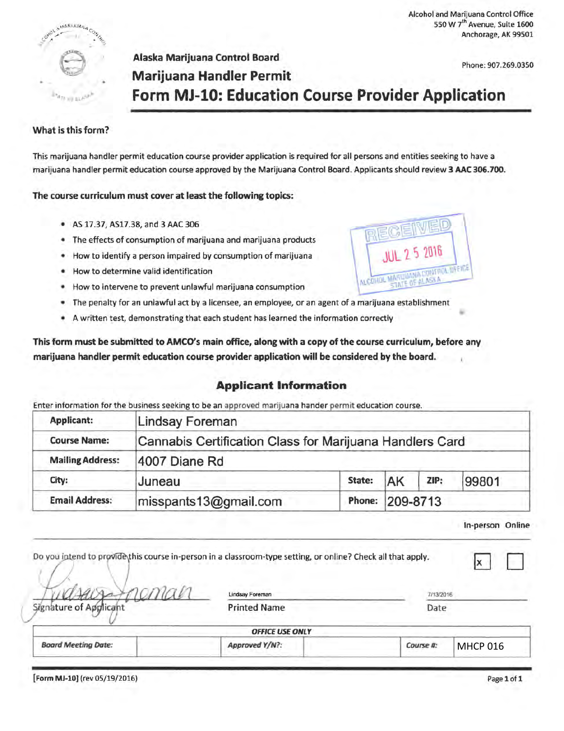Alcohol and Marijuana Control Office
550 W 7th Avenue, Suite 1600
Anchorage, AK 99501

Phone: 907.269.0350

**Alaska Marijuana Control Board**

## Marijuana Handler Permit

# Form MJ-10: Education Course Provider Application

### What is this form?

This marijuana handler permit education course provider application is required for all persons and entities seeking to have a marijuana handler permit education course approved by the Marijuana Control Board. Applicants should review **3 AAC 306.700.**

**The course curriculum must cover at least the following topics:**

- AS 17.37, AS17.38, and 3 AAC 306
- The effects of consumption of marijuana and marijuana products
- How to identify a person impaired by consumption of marijuana
- How to determine valid identification
- How to intervene to prevent unlawful marijuana consumption
- The penalty for an unlawful act by a licensee, an employee, or an agent of a marijuana establishment
- A written test, demonstrating that each student has learned the information correctly

RECEIVED
JUL 25 2016
ALCOHOL MARIJUANA CONTROL OFFICE
STATE OF ALASKA

**This form must be submitted to AMCO's main office, along with a copy of the course curriculum, before any marijuana handler permit education course provider application will be considered by the board.**

## Applicant Information

Enter information for the business seeking to be an approved marijuana hander permit education course.

| | | | | | |
|---|---|---|---|---|---|
| **Applicant:** | Lindsay Foreman | | | | |
| **Course Name:** | Cannabis Certification Class for Marijuana Handlers Card | | | | |
| **Mailing Address:** | 4007 Diane Rd | | | | |
| **City:** | Juneau | **State:** | AK | **ZIP:** | 99801 |
| **Email Address:** | misspants13@gmail.com | **Phone:** | 209-8713 | | |

| | In-person | Online |
|---|---|---|
| Do you intend to provide this course in-person in a classroom-type setting, or online? Check all that apply. | X | |

| Signature of Applicant | Printed Name | Date |
|---|---|---|
| *(signature)* | Lindsay Foreman | 7/13/2016 |

| *OFFICE USE ONLY* | | | | | |
|---|---|---|---|---|---|
| ***Board Meeting Date:*** | | ***Approved Y/N?:*** | | ***Course #:*** | MHCP 016 |

[Form MJ-10] (rev 05/19/2016)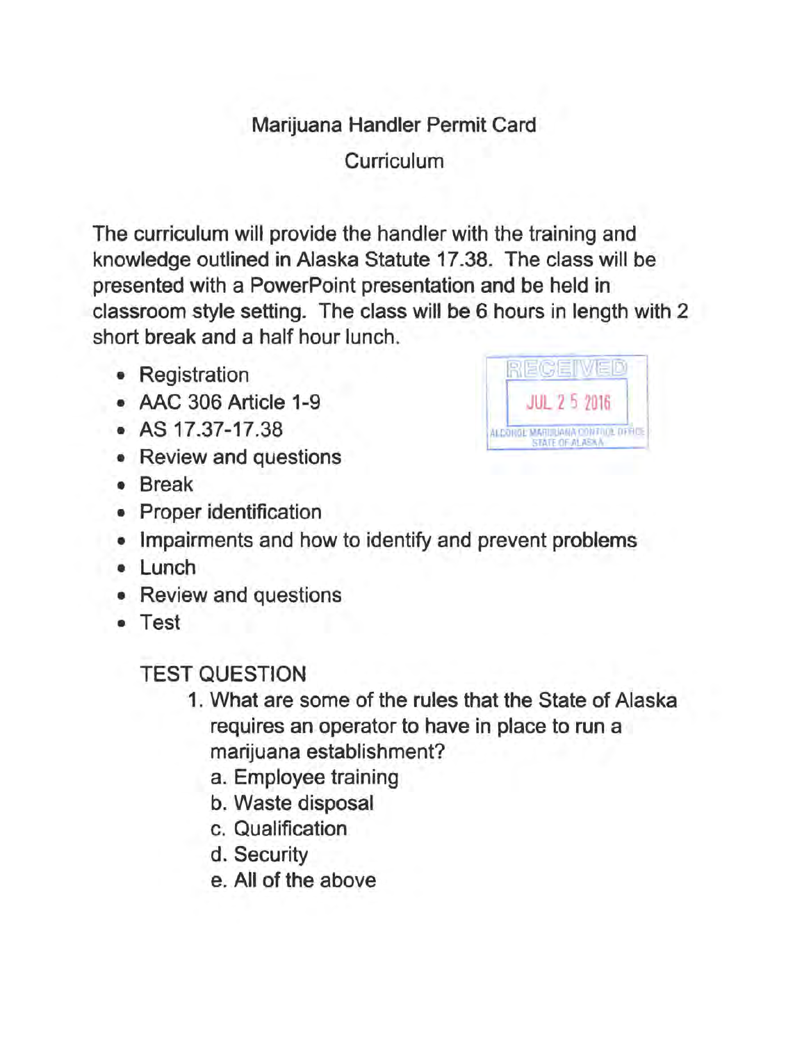# Marijuana Handler Permit Card

## Curriculum

The curriculum will provide the handler with the training and knowledge outlined in Alaska Statute 17.38. The class will be presented with a PowerPoint presentation and be held in classroom style setting. The class will be 6 hours in length with 2 short break and a half hour lunch.

RECEIVED
JUL 25 2016
ALCOHOL MARIJUANA CONTROL OFFICE
STATE OF ALASKA

- Registration
- AAC 306 Article 1-9
- AS 17.37-17.38
- Review and questions
- Break
- Proper identification
- Impairments and how to identify and prevent problems
- Lunch
- Review and questions
- Test

TEST QUESTION

1. What are some of the rules that the State of Alaska requires an operator to have in place to run a marijuana establishment?
   a. Employee training
   b. Waste disposal
   c. Qualification
   d. Security
   e. All of the above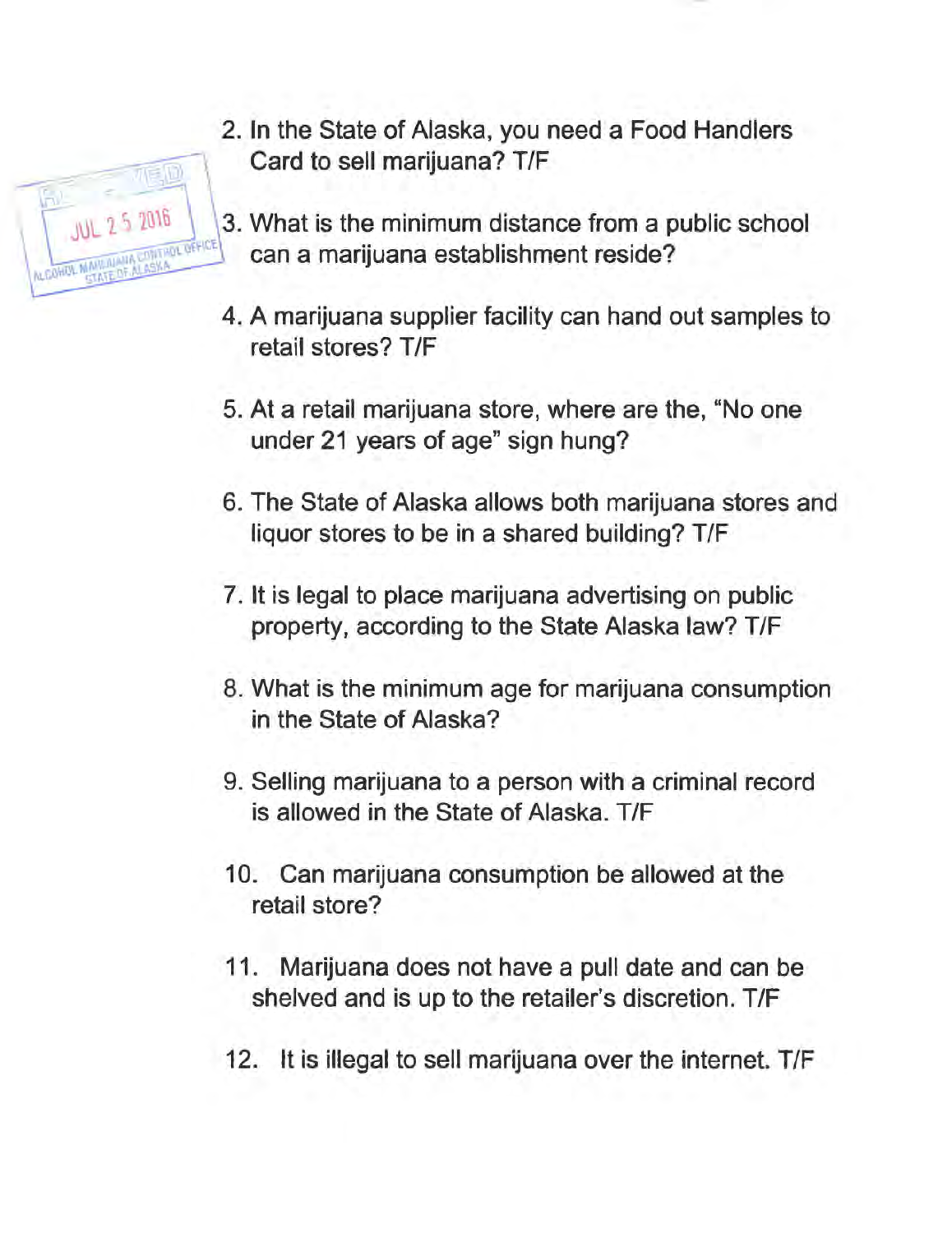RECEIVED
JUL 25 2016
ALCOHOL MARIJUANA CONTROL OFFICE
STATE OF ALASKA

2. In the State of Alaska, you need a Food Handlers Card to sell marijuana? T/F

3. What is the minimum distance from a public school can a marijuana establishment reside?

4. A marijuana supplier facility can hand out samples to retail stores? T/F

5. At a retail marijuana store, where are the, "No one under 21 years of age" sign hung?

6. The State of Alaska allows both marijuana stores and liquor stores to be in a shared building? T/F

7. It is legal to place marijuana advertising on public property, according to the State Alaska law? T/F

8. What is the minimum age for marijuana consumption in the State of Alaska?

9. Selling marijuana to a person with a criminal record is allowed in the State of Alaska. T/F

10. Can marijuana consumption be allowed at the retail store?

11. Marijuana does not have a pull date and can be shelved and is up to the retailer's discretion. T/F

12. It is illegal to sell marijuana over the internet. T/F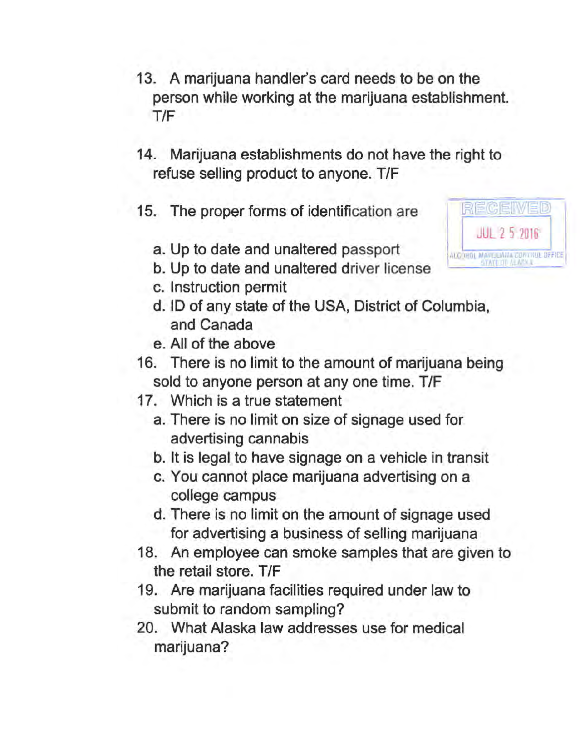13. A marijuana handler's card needs to be on the person while working at the marijuana establishment. T/F

14. Marijuana establishments do not have the right to refuse selling product to anyone. T/F

15. The proper forms of identification are

    a. Up to date and unaltered passport
    b. Up to date and unaltered driver license
    c. Instruction permit
    d. ID of any state of the USA, District of Columbia, and Canada
    e. All of the above

RECEIVED
JUL 2 5 2016
ALCOHOL MARIJUANA CONTROL OFFICE
STATE OF ALASKA

16. There is no limit to the amount of marijuana being sold to anyone person at any one time. T/F

17. Which is a true statement

    a. There is no limit on size of signage used for advertising cannabis
    b. It is legal to have signage on a vehicle in transit
    c. You cannot place marijuana advertising on a college campus
    d. There is no limit on the amount of signage used for advertising a business of selling marijuana

18. An employee can smoke samples that are given to the retail store. T/F

19. Are marijuana facilities required under law to submit to random sampling?

20. What Alaska law addresses use for medical marijuana?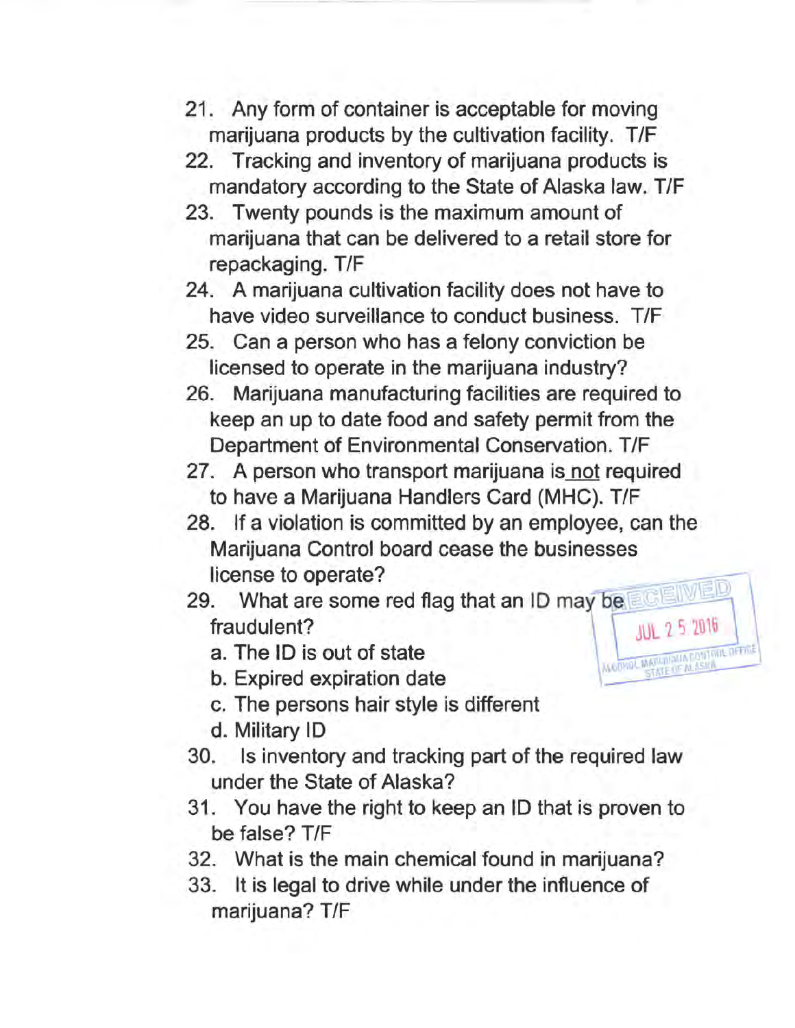21. Any form of container is acceptable for moving marijuana products by the cultivation facility. T/F
22. Tracking and inventory of marijuana products is mandatory according to the State of Alaska law. T/F
23. Twenty pounds is the maximum amount of marijuana that can be delivered to a retail store for repackaging. T/F
24. A marijuana cultivation facility does not have to have video surveillance to conduct business. T/F
25. Can a person who has a felony conviction be licensed to operate in the marijuana industry?
26. Marijuana manufacturing facilities are required to keep an up to date food and safety permit from the Department of Environmental Conservation. T/F
27. A person who transport marijuana is not required to have a Marijuana Handlers Card (MHC). T/F
28. If a violation is committed by an employee, can the Marijuana Control board cease the businesses license to operate?
29. What are some red flag that an ID may be fraudulent?
    a. The ID is out of state
    b. Expired expiration date
    c. The persons hair style is different
    d. Military ID
30. Is inventory and tracking part of the required law under the State of Alaska?
31. You have the right to keep an ID that is proven to be false? T/F
32. What is the main chemical found in marijuana?
33. It is legal to drive while under the influence of marijuana? T/F

RECEIVED
JUL 25 2016
ALCOHOL MARIJUANA CONTROL OFFICE
STATE OF ALASKA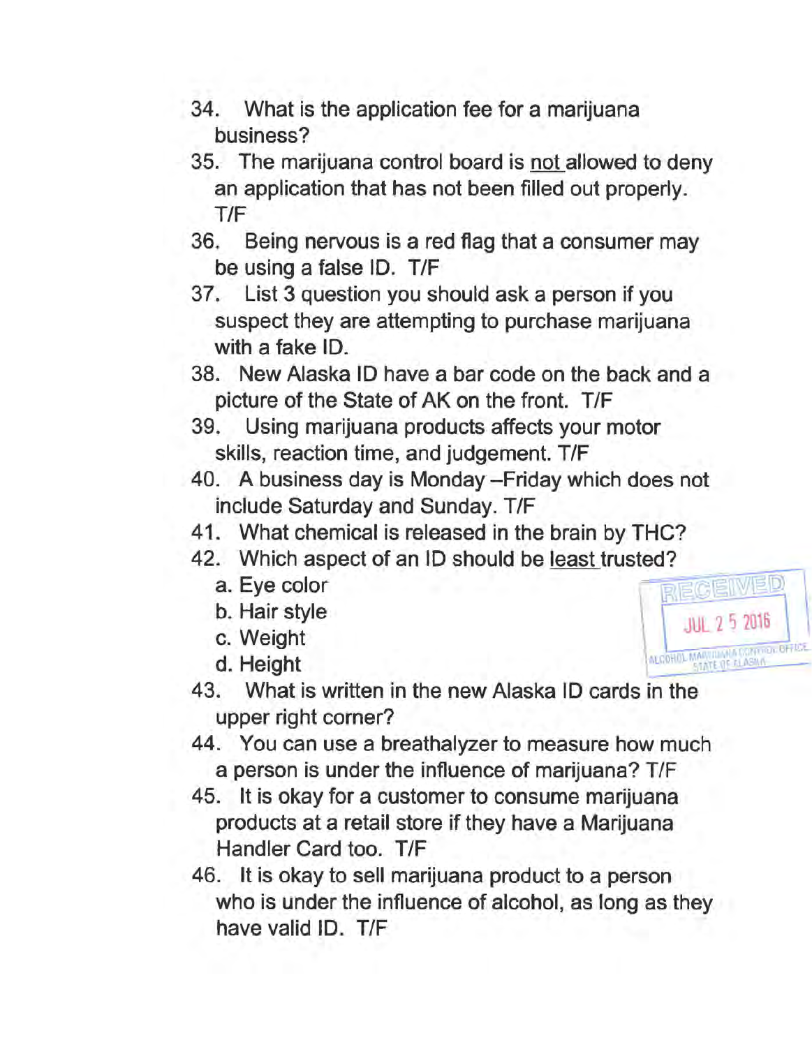34. What is the application fee for a marijuana business?
35. The marijuana control board is <u>not</u> allowed to deny an application that has not been filled out properly. T/F
36. Being nervous is a red flag that a consumer may be using a false ID. T/F
37. List 3 question you should ask a person if you suspect they are attempting to purchase marijuana with a fake ID.
38. New Alaska ID have a bar code on the back and a picture of the State of AK on the front. T/F
39. Using marijuana products affects your motor skills, reaction time, and judgement. T/F
40. A business day is Monday –Friday which does not include Saturday and Sunday. T/F
41. What chemical is released in the brain by THC?
42. Which aspect of an ID should be <u>least</u> trusted?
    a. Eye color
    b. Hair style
    c. Weight
    d. Height
43. What is written in the new Alaska ID cards in the upper right corner?
44. You can use a breathalyzer to measure how much a person is under the influence of marijuana? T/F
45. It is okay for a customer to consume marijuana products at a retail store if they have a Marijuana Handler Card too. T/F
46. It is okay to sell marijuana product to a person who is under the influence of alcohol, as long as they have valid ID. T/F

RECEIVED
JUL 25 2016
ALCOHOL MARIJUANA CONTROL OFFICE
STATE OF ALASKA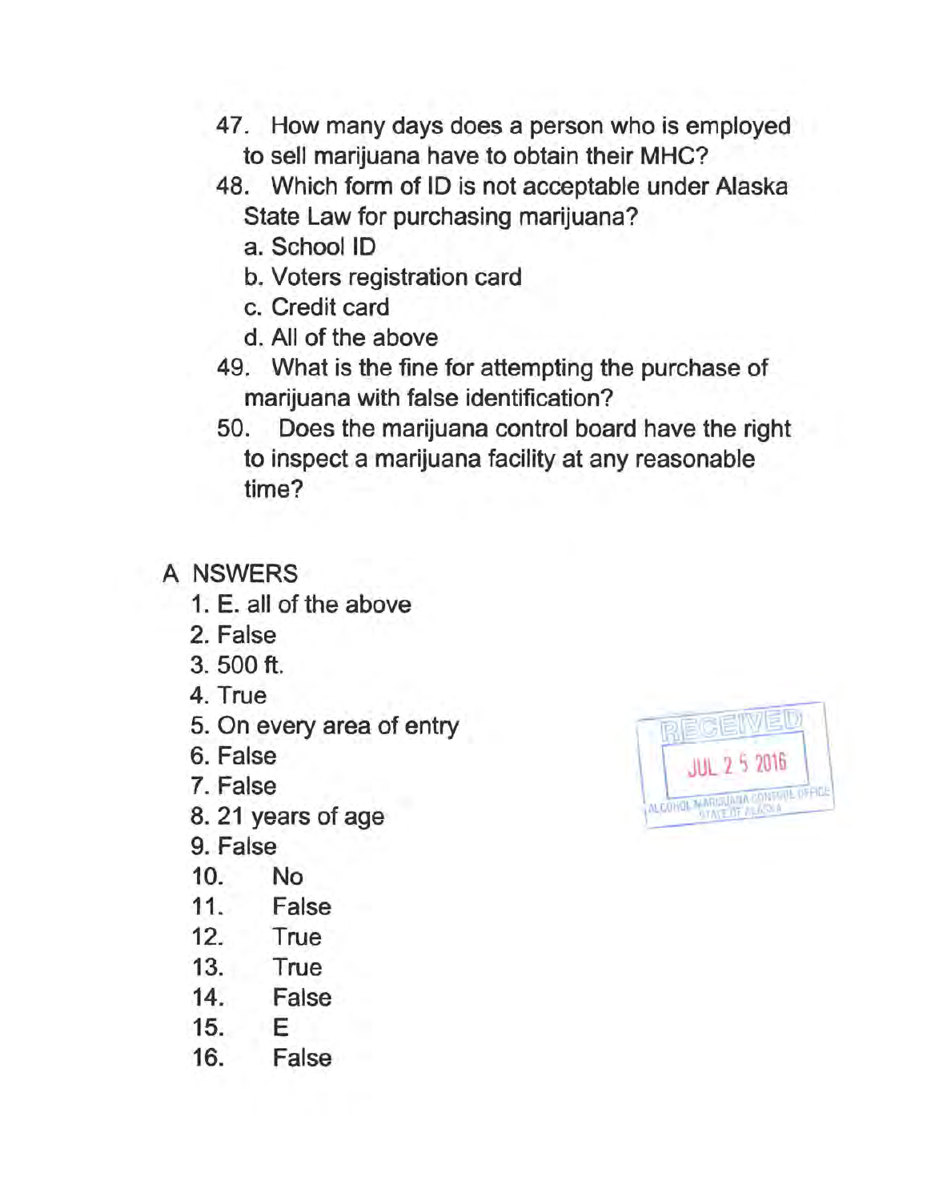47. How many days does a person who is employed to sell marijuana have to obtain their MHC?
48. Which form of ID is not acceptable under Alaska State Law for purchasing marijuana?
    a. School ID
    b. Voters registration card
    c. Credit card
    d. All of the above
49. What is the fine for attempting the purchase of marijuana with false identification?
50. Does the marijuana control board have the right to inspect a marijuana facility at any reasonable time?

A NSWERS

1. E. all of the above
2. False
3. 500 ft.
4. True
5. On every area of entry
6. False
7. False
8. 21 years of age
9. False
10. No
11. False
12. True
13. True
14. False
15. E
16. False

RECEIVED
JUL 2 5 2016
ALCOHOL MARIJUANA CONTROL OFFICE
STATE OF ALASKA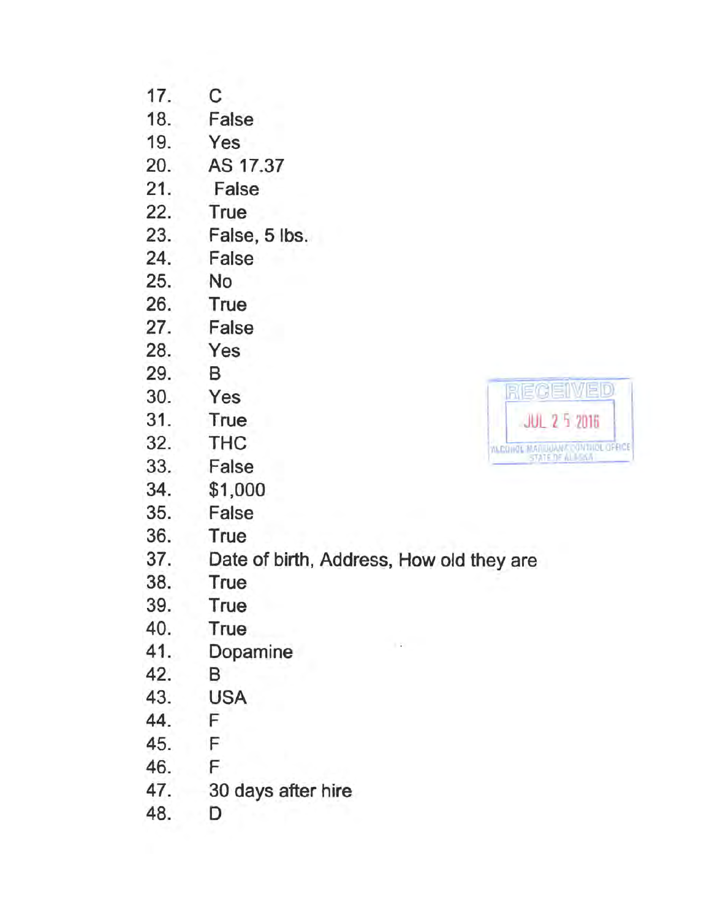17. C
18. False
19. Yes
20. AS 17.37
21. False
22. True
23. False, 5 lbs.
24. False
25. No
26. True
27. False
28. Yes
29. B
30. Yes
31. True
32. THC
33. False
34. $1,000
35. False
36. True
37. Date of birth, Address, How old they are
38. True
39. True
40. True
41. Dopamine
42. B
43. USA
44. F
45. F
46. F
47. 30 days after hire
48. D

RECEIVED
JUL 25 2016
ALCOHOL MARIJUANA CONTROL OFFICE
STATE OF ALASKA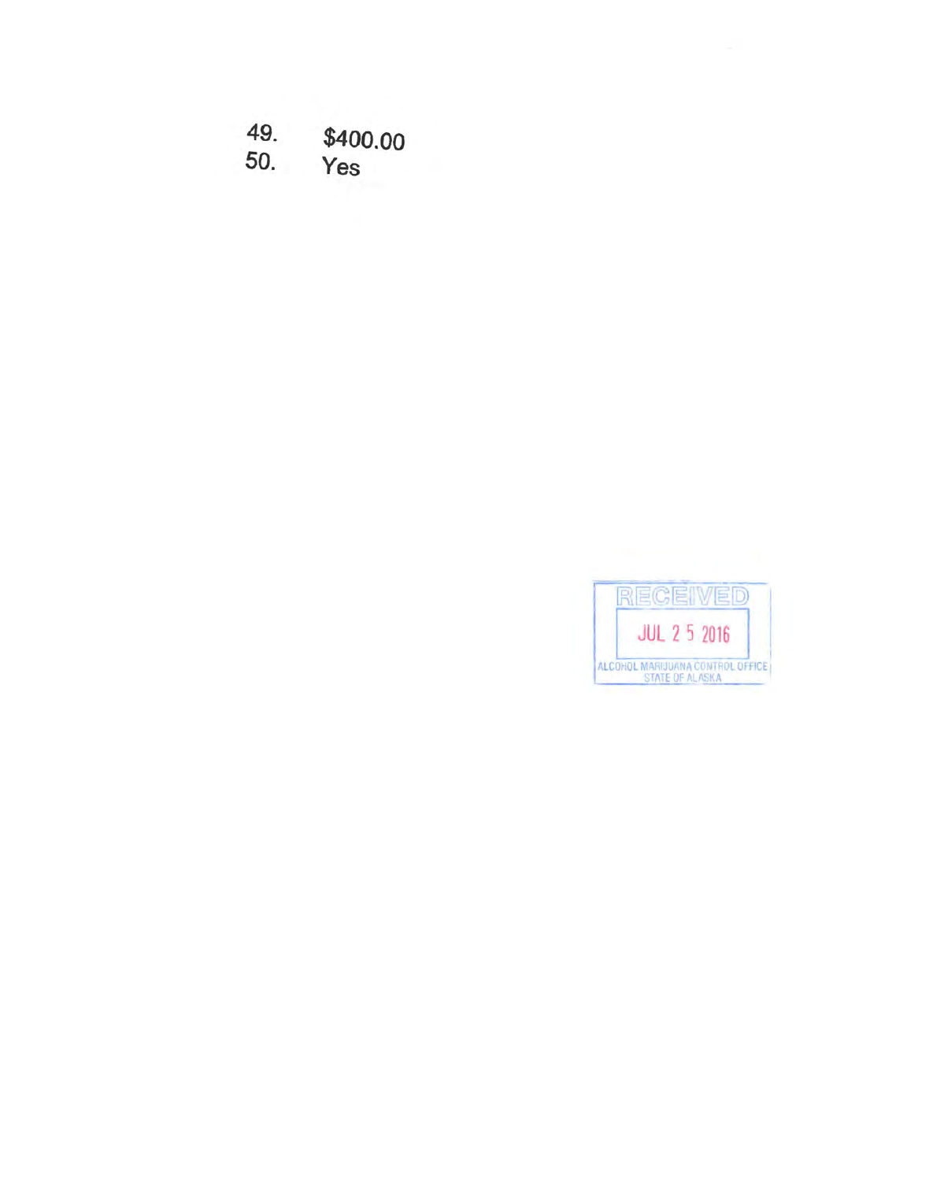49. $400.00

50. Yes

RECEIVED

JUL 25 2016

ALCOHOL MARIJUANA CONTROL OFFICE
STATE OF ALASKA